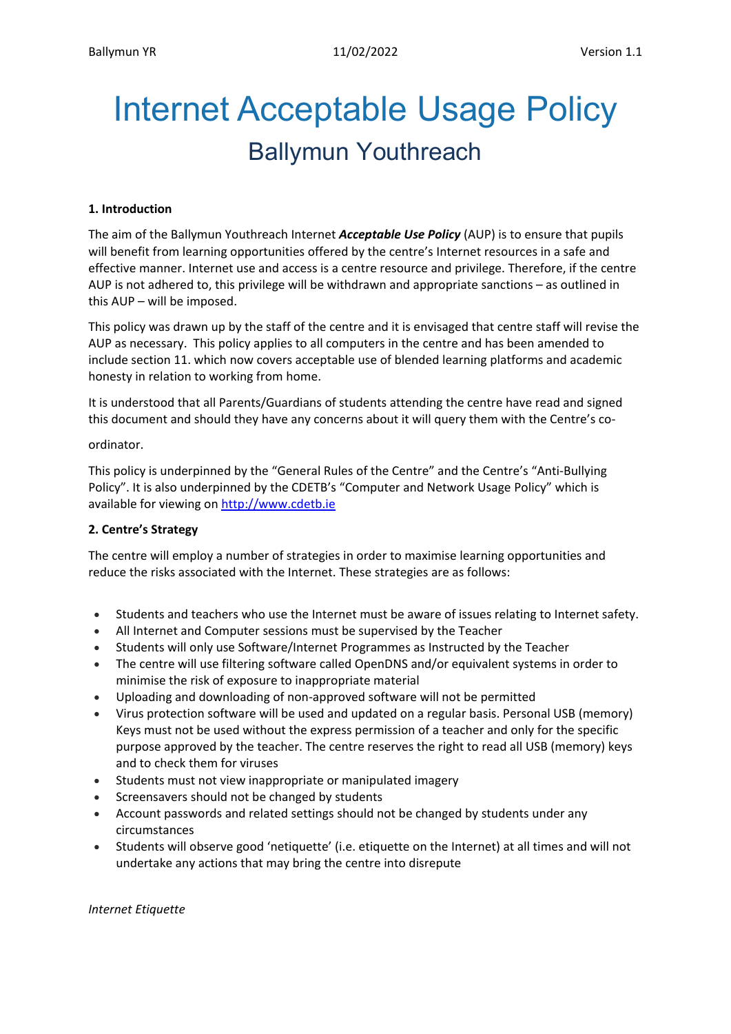# Internet Acceptable Usage Policy

## Ballymun Youthreach

**1. Introduction**

The aim of the Ballymun Youthreach Internet ***Acceptable Use Policy*** (AUP) is to ensure that pupils will benefit from learning opportunities offered by the centre's Internet resources in a safe and effective manner. Internet use and access is a centre resource and privilege. Therefore, if the centre AUP is not adhered to, this privilege will be withdrawn and appropriate sanctions – as outlined in this AUP – will be imposed.

This policy was drawn up by the staff of the centre and it is envisaged that centre staff will revise the AUP as necessary. This policy applies to all computers in the centre and has been amended to include section 11. which now covers acceptable use of blended learning platforms and academic honesty in relation to working from home.

It is understood that all Parents/Guardians of students attending the centre have read and signed this document and should they have any concerns about it will query them with the Centre's co-ordinator.

This policy is underpinned by the "General Rules of the Centre" and the Centre's "Anti-Bullying Policy". It is also underpinned by the CDETB's "Computer and Network Usage Policy" which is available for viewing on http://www.cdetb.ie

**2. Centre's Strategy**

The centre will employ a number of strategies in order to maximise learning opportunities and reduce the risks associated with the Internet. These strategies are as follows:

- Students and teachers who use the Internet must be aware of issues relating to Internet safety.
- All Internet and Computer sessions must be supervised by the Teacher
- Students will only use Software/Internet Programmes as Instructed by the Teacher
- The centre will use filtering software called OpenDNS and/or equivalent systems in order to minimise the risk of exposure to inappropriate material
- Uploading and downloading of non-approved software will not be permitted
- Virus protection software will be used and updated on a regular basis. Personal USB (memory) Keys must not be used without the express permission of a teacher and only for the specific purpose approved by the teacher. The centre reserves the right to read all USB (memory) keys and to check them for viruses
- Students must not view inappropriate or manipulated imagery
- Screensavers should not be changed by students
- Account passwords and related settings should not be changed by students under any circumstances
- Students will observe good 'netiquette' (i.e. etiquette on the Internet) at all times and will not undertake any actions that may bring the centre into disrepute

*Internet Etiquette*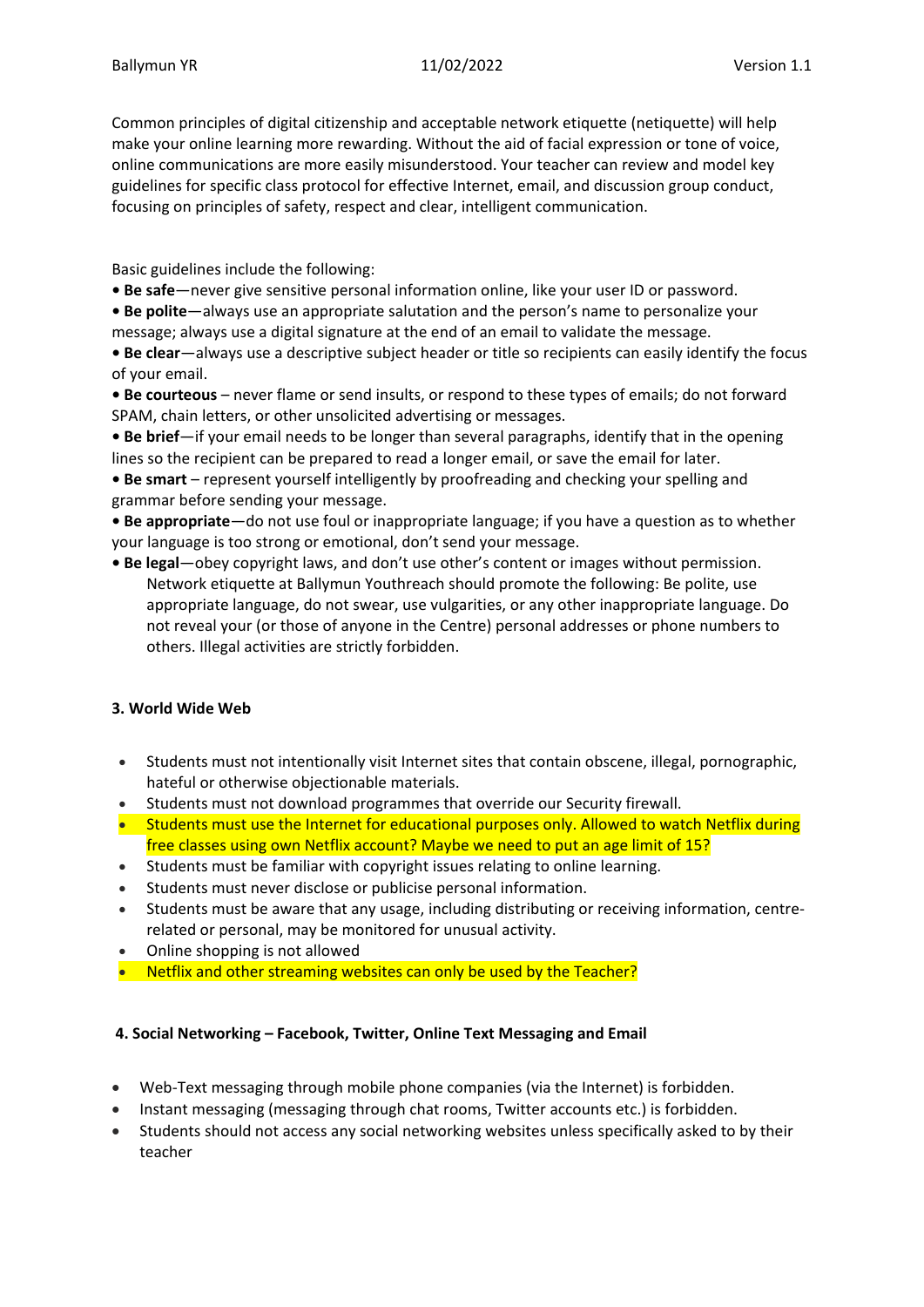Common principles of digital citizenship and acceptable network etiquette (netiquette) will help make your online learning more rewarding. Without the aid of facial expression or tone of voice, online communications are more easily misunderstood. Your teacher can review and model key guidelines for specific class protocol for effective Internet, email, and discussion group conduct, focusing on principles of safety, respect and clear, intelligent communication.

Basic guidelines include the following:

- **Be safe**—never give sensitive personal information online, like your user ID or password.
- **Be polite**—always use an appropriate salutation and the person's name to personalize your message; always use a digital signature at the end of an email to validate the message.
- **Be clear**—always use a descriptive subject header or title so recipients can easily identify the focus of your email.
- **Be courteous** – never flame or send insults, or respond to these types of emails; do not forward SPAM, chain letters, or other unsolicited advertising or messages.
- **Be brief**—if your email needs to be longer than several paragraphs, identify that in the opening lines so the recipient can be prepared to read a longer email, or save the email for later.
- **Be smart** – represent yourself intelligently by proofreading and checking your spelling and grammar before sending your message.
- **Be appropriate**—do not use foul or inappropriate language; if you have a question as to whether your language is too strong or emotional, don't send your message.
- **Be legal**—obey copyright laws, and don't use other's content or images without permission. Network etiquette at Ballymun Youthreach should promote the following: Be polite, use appropriate language, do not swear, use vulgarities, or any other inappropriate language. Do not reveal your (or those of anyone in the Centre) personal addresses or phone numbers to others. Illegal activities are strictly forbidden.

### 3. World Wide Web

- Students must not intentionally visit Internet sites that contain obscene, illegal, pornographic, hateful or otherwise objectionable materials.
- Students must not download programmes that override our Security firewall.
- Students must use the Internet for educational purposes only. Allowed to watch Netflix during free classes using own Netflix account? Maybe we need to put an age limit of 15?
- Students must be familiar with copyright issues relating to online learning.
- Students must never disclose or publicise personal information.
- Students must be aware that any usage, including distributing or receiving information, centre-related or personal, may be monitored for unusual activity.
- Online shopping is not allowed
- Netflix and other streaming websites can only be used by the Teacher?

### 4. Social Networking – Facebook, Twitter, Online Text Messaging and Email

- Web-Text messaging through mobile phone companies (via the Internet) is forbidden.
- Instant messaging (messaging through chat rooms, Twitter accounts etc.) is forbidden.
- Students should not access any social networking websites unless specifically asked to by their teacher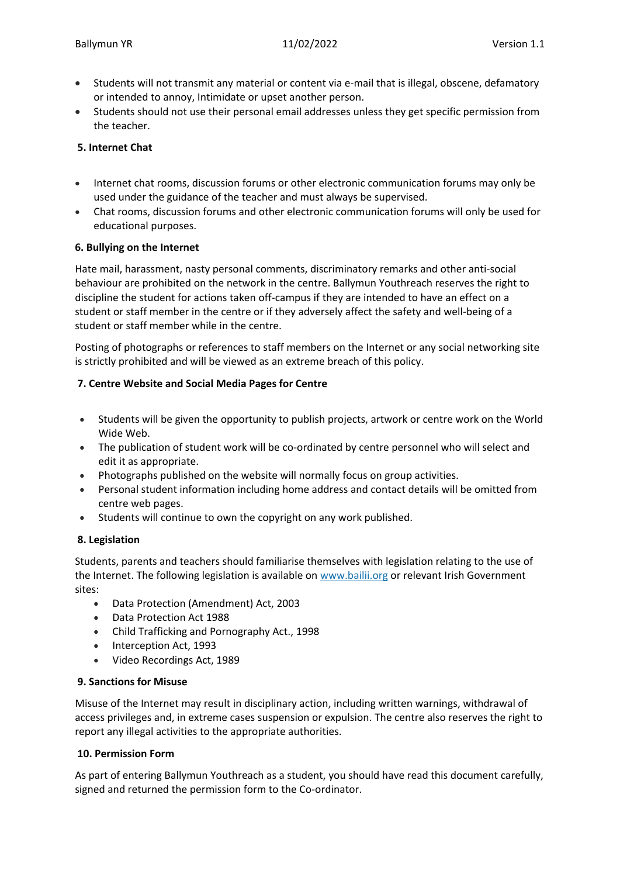- Students will not transmit any material or content via e-mail that is illegal, obscene, defamatory or intended to annoy, Intimidate or upset another person.
- Students should not use their personal email addresses unless they get specific permission from the teacher.

## 5. Internet Chat

- Internet chat rooms, discussion forums or other electronic communication forums may only be used under the guidance of the teacher and must always be supervised.
- Chat rooms, discussion forums and other electronic communication forums will only be used for educational purposes.

## 6. Bullying on the Internet

Hate mail, harassment, nasty personal comments, discriminatory remarks and other anti-social behaviour are prohibited on the network in the centre. Ballymun Youthreach reserves the right to discipline the student for actions taken off-campus if they are intended to have an effect on a student or staff member in the centre or if they adversely affect the safety and well-being of a student or staff member while in the centre.

Posting of photographs or references to staff members on the Internet or any social networking site is strictly prohibited and will be viewed as an extreme breach of this policy.

## 7. Centre Website and Social Media Pages for Centre

- Students will be given the opportunity to publish projects, artwork or centre work on the World Wide Web.
- The publication of student work will be co-ordinated by centre personnel who will select and edit it as appropriate.
- Photographs published on the website will normally focus on group activities.
- Personal student information including home address and contact details will be omitted from centre web pages.
- Students will continue to own the copyright on any work published.

## 8. Legislation

Students, parents and teachers should familiarise themselves with legislation relating to the use of the Internet. The following legislation is available on www.bailii.org or relevant Irish Government sites:

- Data Protection (Amendment) Act, 2003
- Data Protection Act 1988
- Child Trafficking and Pornography Act., 1998
- Interception Act, 1993
- Video Recordings Act, 1989

## 9. Sanctions for Misuse

Misuse of the Internet may result in disciplinary action, including written warnings, withdrawal of access privileges and, in extreme cases suspension or expulsion. The centre also reserves the right to report any illegal activities to the appropriate authorities.

## 10. Permission Form

As part of entering Ballymun Youthreach as a student, you should have read this document carefully, signed and returned the permission form to the Co-ordinator.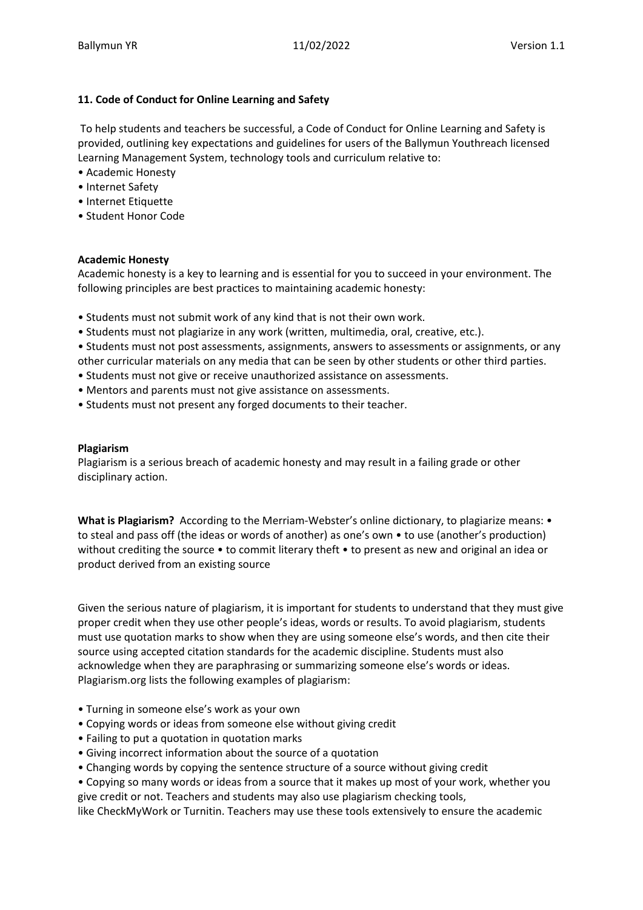**11. Code of Conduct for Online Learning and Safety**

To help students and teachers be successful, a Code of Conduct for Online Learning and Safety is provided, outlining key expectations and guidelines for users of the Ballymun Youthreach licensed Learning Management System, technology tools and curriculum relative to:

- Academic Honesty
- Internet Safety
- Internet Etiquette
- Student Honor Code

**Academic Honesty**

Academic honesty is a key to learning and is essential for you to succeed in your environment. The following principles are best practices to maintaining academic honesty:

- Students must not submit work of any kind that is not their own work.
- Students must not plagiarize in any work (written, multimedia, oral, creative, etc.).
- Students must not post assessments, assignments, answers to assessments or assignments, or any other curricular materials on any media that can be seen by other students or other third parties.
- Students must not give or receive unauthorized assistance on assessments.
- Mentors and parents must not give assistance on assessments.
- Students must not present any forged documents to their teacher.

**Plagiarism**

Plagiarism is a serious breach of academic honesty and may result in a failing grade or other disciplinary action.

**What is Plagiarism?** According to the Merriam-Webster's online dictionary, to plagiarize means: • to steal and pass off (the ideas or words of another) as one's own • to use (another's production) without crediting the source • to commit literary theft • to present as new and original an idea or product derived from an existing source

Given the serious nature of plagiarism, it is important for students to understand that they must give proper credit when they use other people's ideas, words or results. To avoid plagiarism, students must use quotation marks to show when they are using someone else's words, and then cite their source using accepted citation standards for the academic discipline. Students must also acknowledge when they are paraphrasing or summarizing someone else's words or ideas. Plagiarism.org lists the following examples of plagiarism:

- Turning in someone else's work as your own
- Copying words or ideas from someone else without giving credit
- Failing to put a quotation in quotation marks
- Giving incorrect information about the source of a quotation
- Changing words by copying the sentence structure of a source without giving credit
- Copying so many words or ideas from a source that it makes up most of your work, whether you give credit or not. Teachers and students may also use plagiarism checking tools, like CheckMyWork or Turnitin. Teachers may use these tools extensively to ensure the academic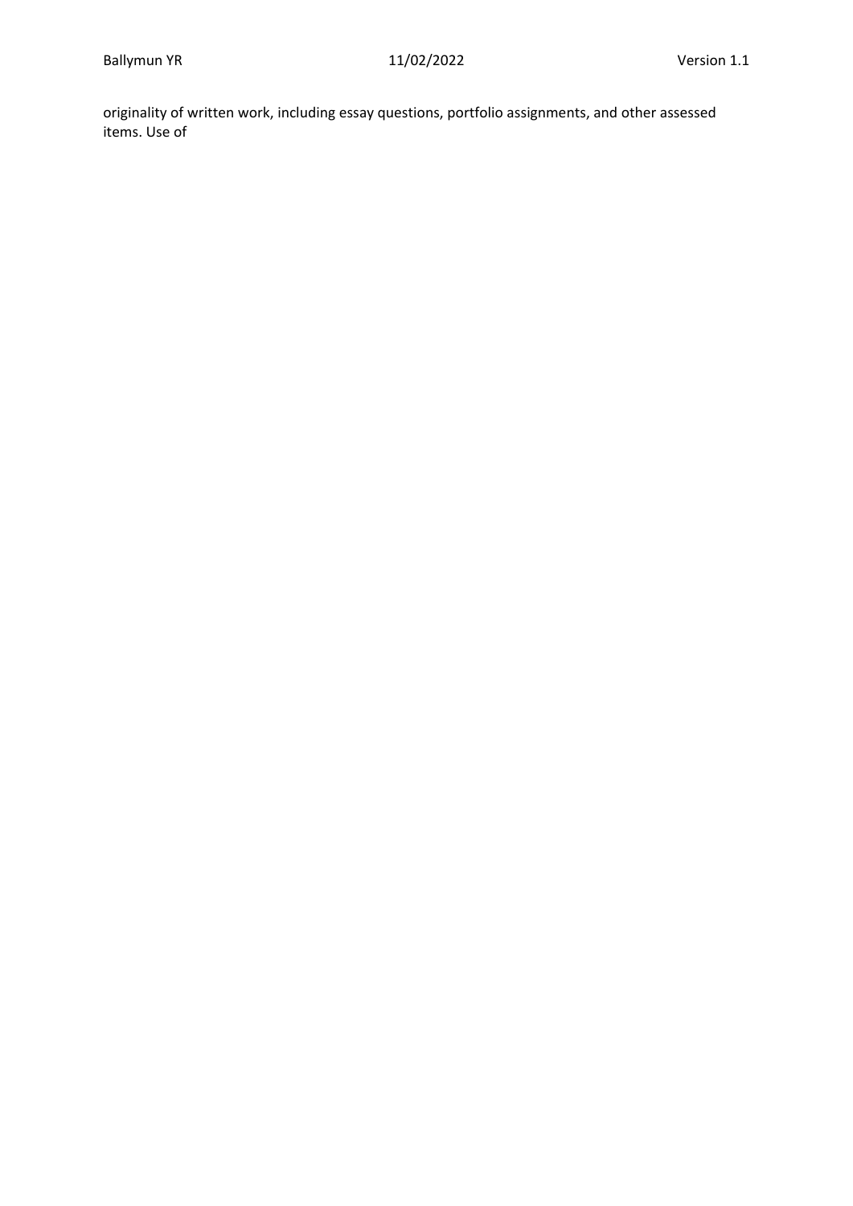originality of written work, including essay questions, portfolio assignments, and other assessed items. Use of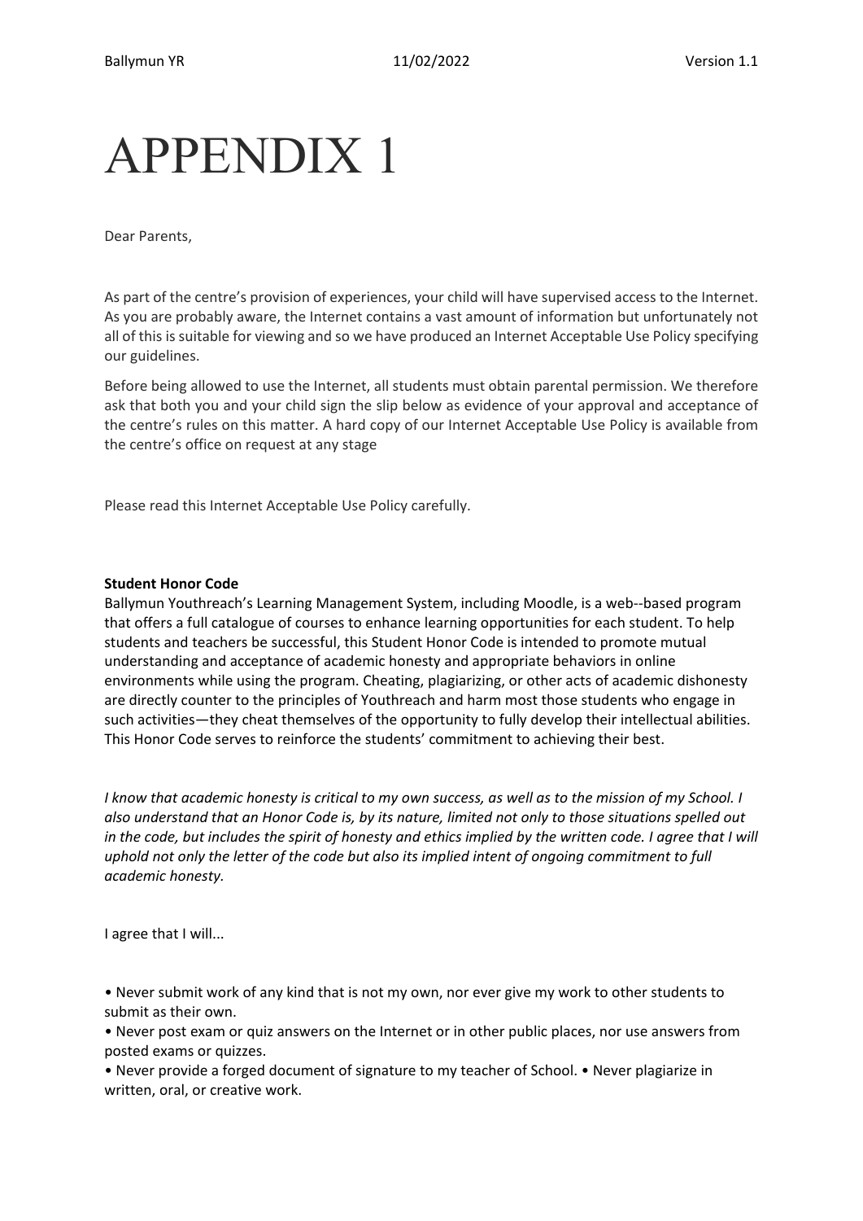# APPENDIX 1

Dear Parents,

As part of the centre's provision of experiences, your child will have supervised access to the Internet. As you are probably aware, the Internet contains a vast amount of information but unfortunately not all of this is suitable for viewing and so we have produced an Internet Acceptable Use Policy specifying our guidelines.

Before being allowed to use the Internet, all students must obtain parental permission. We therefore ask that both you and your child sign the slip below as evidence of your approval and acceptance of the centre's rules on this matter. A hard copy of our Internet Acceptable Use Policy is available from the centre's office on request at any stage

Please read this Internet Acceptable Use Policy carefully.

**Student Honor Code**

Ballymun Youthreach's Learning Management System, including Moodle, is a web--based program that offers a full catalogue of courses to enhance learning opportunities for each student. To help students and teachers be successful, this Student Honor Code is intended to promote mutual understanding and acceptance of academic honesty and appropriate behaviors in online environments while using the program. Cheating, plagiarizing, or other acts of academic dishonesty are directly counter to the principles of Youthreach and harm most those students who engage in such activities—they cheat themselves of the opportunity to fully develop their intellectual abilities. This Honor Code serves to reinforce the students' commitment to achieving their best.

*I know that academic honesty is critical to my own success, as well as to the mission of my School. I also understand that an Honor Code is, by its nature, limited not only to those situations spelled out in the code, but includes the spirit of honesty and ethics implied by the written code. I agree that I will uphold not only the letter of the code but also its implied intent of ongoing commitment to full academic honesty.*

I agree that I will...

• Never submit work of any kind that is not my own, nor ever give my work to other students to submit as their own.
• Never post exam or quiz answers on the Internet or in other public places, nor use answers from posted exams or quizzes.
• Never provide a forged document of signature to my teacher of School. • Never plagiarize in written, oral, or creative work.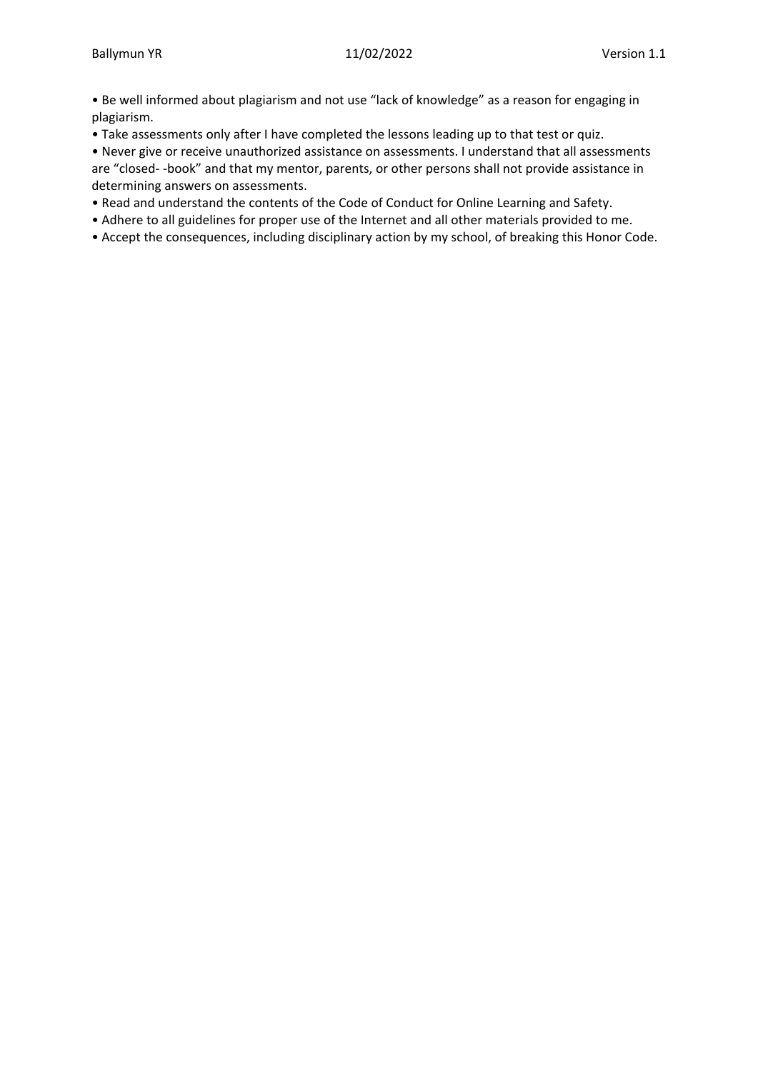- Be well informed about plagiarism and not use “lack of knowledge” as a reason for engaging in plagiarism.
- Take assessments only after I have completed the lessons leading up to that test or quiz.
- Never give or receive unauthorized assistance on assessments. I understand that all assessments are “closed- -book” and that my mentor, parents, or other persons shall not provide assistance in determining answers on assessments.
- Read and understand the contents of the Code of Conduct for Online Learning and Safety.
- Adhere to all guidelines for proper use of the Internet and all other materials provided to me.
- Accept the consequences, including disciplinary action by my school, of breaking this Honor Code.